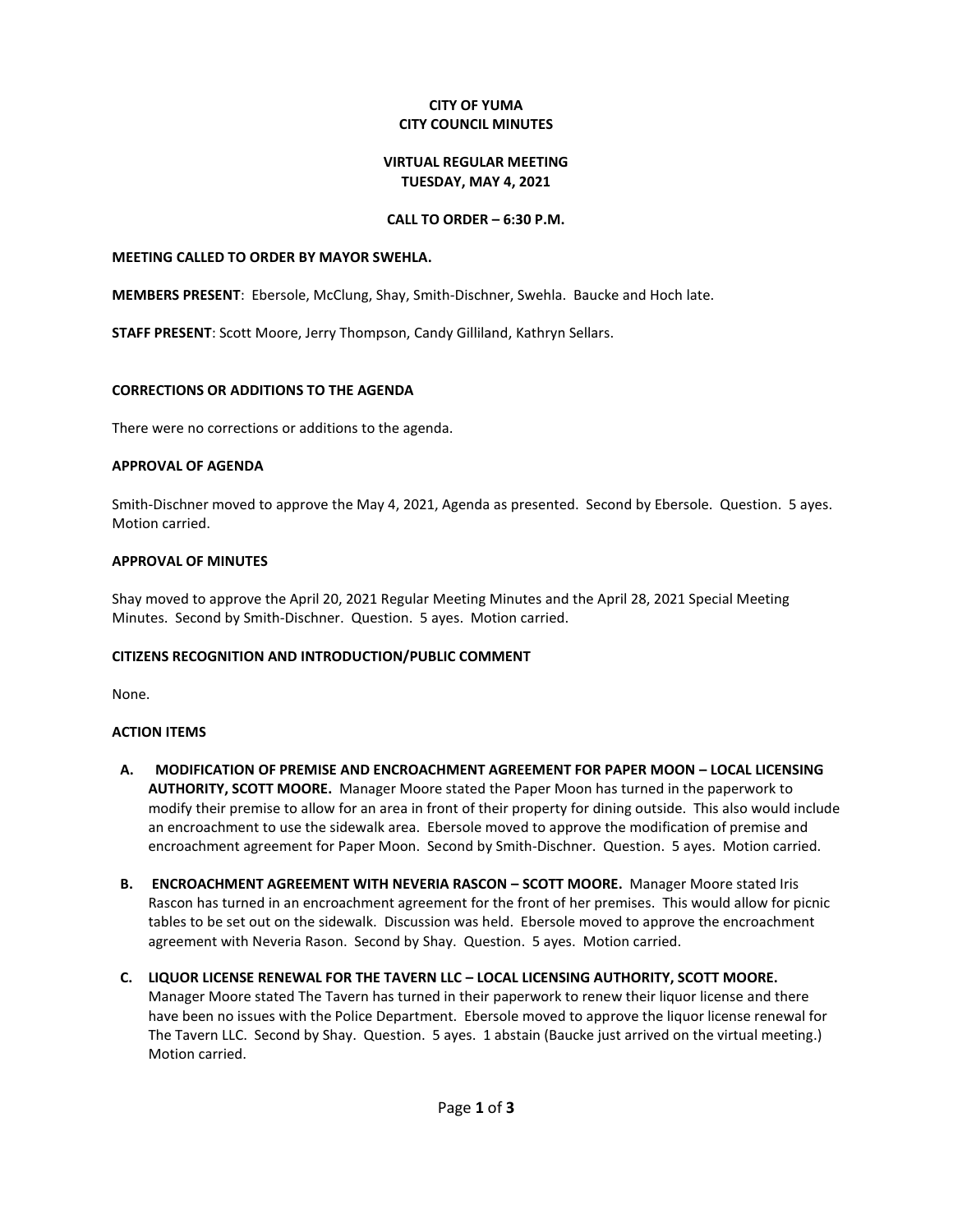**CITY OF YUMA**
**CITY COUNCIL MINUTES**

**VIRTUAL REGULAR MEETING**
**TUESDAY, MAY 4, 2021**

**CALL TO ORDER – 6:30 P.M.**

**MEETING CALLED TO ORDER BY MAYOR SWEHLA.**

**MEMBERS PRESENT**: Ebersole, McClung, Shay, Smith-Dischner, Swehla. Baucke and Hoch late.

**STAFF PRESENT**: Scott Moore, Jerry Thompson, Candy Gilliland, Kathryn Sellars.

**CORRECTIONS OR ADDITIONS TO THE AGENDA**

There were no corrections or additions to the agenda.

**APPROVAL OF AGENDA**

Smith-Dischner moved to approve the May 4, 2021, Agenda as presented. Second by Ebersole. Question. 5 ayes. Motion carried.

**APPROVAL OF MINUTES**

Shay moved to approve the April 20, 2021 Regular Meeting Minutes and the April 28, 2021 Special Meeting Minutes. Second by Smith-Dischner. Question. 5 ayes. Motion carried.

**CITIZENS RECOGNITION AND INTRODUCTION/PUBLIC COMMENT**

None.

**ACTION ITEMS**

A. **MODIFICATION OF PREMISE AND ENCROACHMENT AGREEMENT FOR PAPER MOON – LOCAL LICENSING AUTHORITY, SCOTT MOORE.** Manager Moore stated the Paper Moon has turned in the paperwork to modify their premise to allow for an area in front of their property for dining outside. This also would include an encroachment to use the sidewalk area. Ebersole moved to approve the modification of premise and encroachment agreement for Paper Moon. Second by Smith-Dischner. Question. 5 ayes. Motion carried.

B. **ENCROACHMENT AGREEMENT WITH NEVERIA RASCON – SCOTT MOORE.** Manager Moore stated Iris Rascon has turned in an encroachment agreement for the front of her premises. This would allow for picnic tables to be set out on the sidewalk. Discussion was held. Ebersole moved to approve the encroachment agreement with Neveria Rason. Second by Shay. Question. 5 ayes. Motion carried.

C. **LIQUOR LICENSE RENEWAL FOR THE TAVERN LLC – LOCAL LICENSING AUTHORITY, SCOTT MOORE.** Manager Moore stated The Tavern has turned in their paperwork to renew their liquor license and there have been no issues with the Police Department. Ebersole moved to approve the liquor license renewal for The Tavern LLC. Second by Shay. Question. 5 ayes. 1 abstain (Baucke just arrived on the virtual meeting.) Motion carried.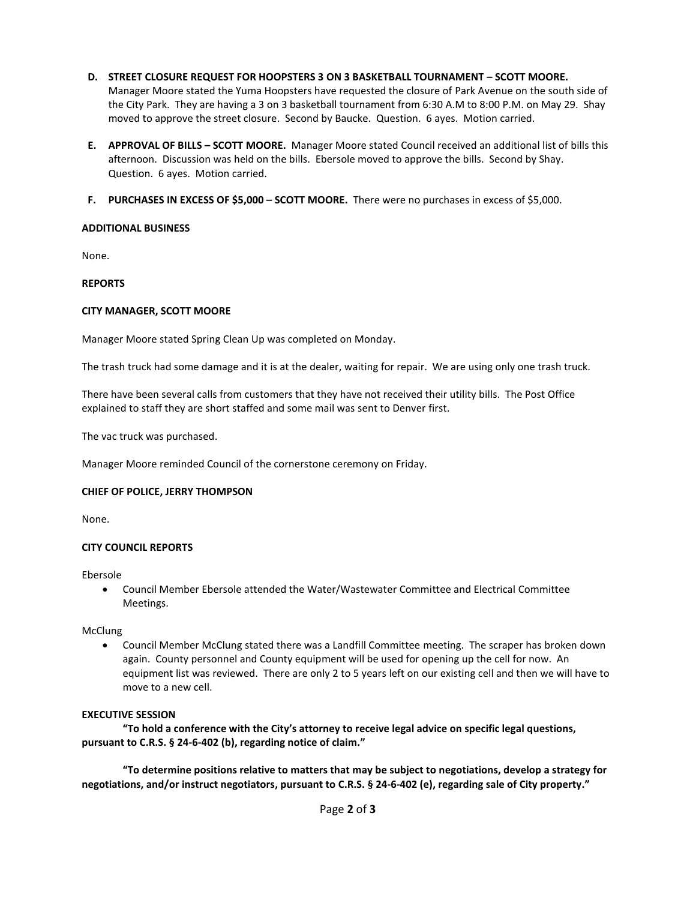**D. STREET CLOSURE REQUEST FOR HOOPSTERS 3 ON 3 BASKETBALL TOURNAMENT – SCOTT MOORE.** Manager Moore stated the Yuma Hoopsters have requested the closure of Park Avenue on the south side of the City Park. They are having a 3 on 3 basketball tournament from 6:30 A.M to 8:00 P.M. on May 29. Shay moved to approve the street closure. Second by Baucke. Question. 6 ayes. Motion carried.

**E. APPROVAL OF BILLS – SCOTT MOORE.** Manager Moore stated Council received an additional list of bills this afternoon. Discussion was held on the bills. Ebersole moved to approve the bills. Second by Shay. Question. 6 ayes. Motion carried.

**F. PURCHASES IN EXCESS OF $5,000 – SCOTT MOORE.** There were no purchases in excess of $5,000.

**ADDITIONAL BUSINESS**

None.

**REPORTS**

**CITY MANAGER, SCOTT MOORE**

Manager Moore stated Spring Clean Up was completed on Monday.

The trash truck had some damage and it is at the dealer, waiting for repair. We are using only one trash truck.

There have been several calls from customers that they have not received their utility bills. The Post Office explained to staff they are short staffed and some mail was sent to Denver first.

The vac truck was purchased.

Manager Moore reminded Council of the cornerstone ceremony on Friday.

**CHIEF OF POLICE, JERRY THOMPSON**

None.

**CITY COUNCIL REPORTS**

Ebersole

- Council Member Ebersole attended the Water/Wastewater Committee and Electrical Committee Meetings.

McClung

- Council Member McClung stated there was a Landfill Committee meeting. The scraper has broken down again. County personnel and County equipment will be used for opening up the cell for now. An equipment list was reviewed. There are only 2 to 5 years left on our existing cell and then we will have to move to a new cell.

**EXECUTIVE SESSION**

**"To hold a conference with the City's attorney to receive legal advice on specific legal questions, pursuant to C.R.S. § 24-6-402 (b), regarding notice of claim."**

**"To determine positions relative to matters that may be subject to negotiations, develop a strategy for negotiations, and/or instruct negotiators, pursuant to C.R.S. § 24-6-402 (e), regarding sale of City property."**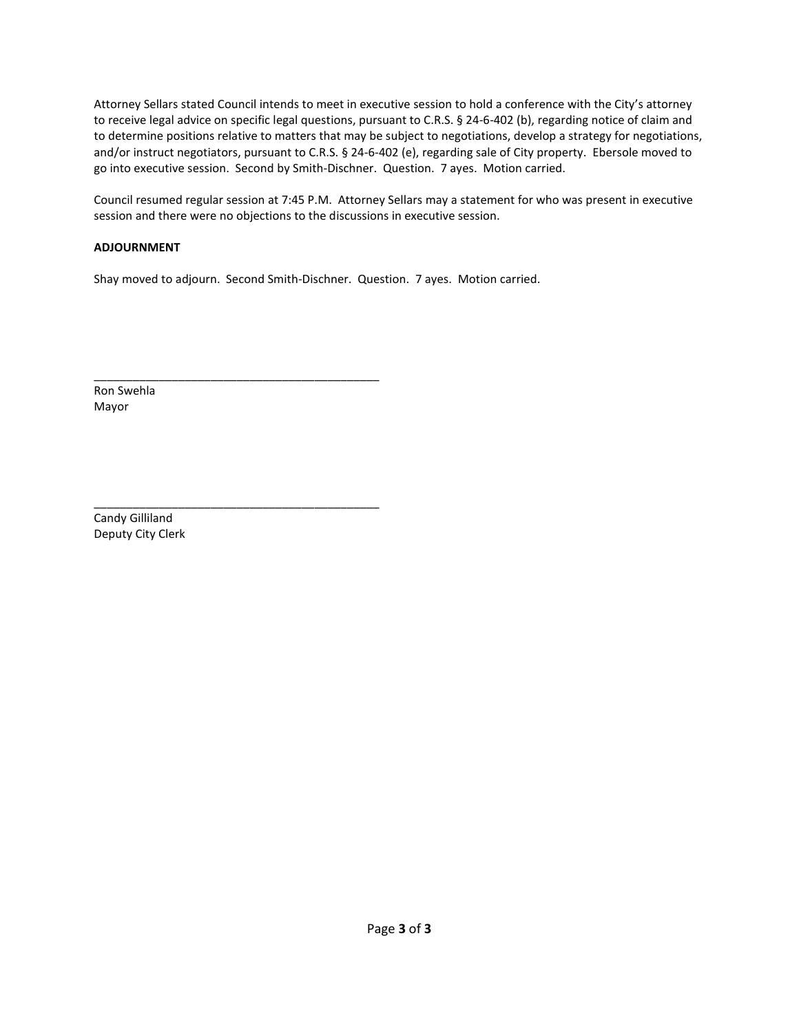Attorney Sellars stated Council intends to meet in executive session to hold a conference with the City's attorney to receive legal advice on specific legal questions, pursuant to C.R.S. § 24-6-402 (b), regarding notice of claim and to determine positions relative to matters that may be subject to negotiations, develop a strategy for negotiations, and/or instruct negotiators, pursuant to C.R.S. § 24-6-402 (e), regarding sale of City property. Ebersole moved to go into executive session. Second by Smith-Dischner. Question. 7 ayes. Motion carried.

Council resumed regular session at 7:45 P.M. Attorney Sellars may a statement for who was present in executive session and there were no objections to the discussions in executive session.

**ADJOURNMENT**

Shay moved to adjourn. Second Smith-Dischner. Question. 7 ayes. Motion carried.

\_\_\_\_\_\_\_\_\_\_\_\_\_\_\_\_\_\_\_\_\_\_\_\_\_\_\_\_\_\_\_\_\_\_\_\_\_\_\_\_\_\_\_\_

Ron Swehla
Mayor

\_\_\_\_\_\_\_\_\_\_\_\_\_\_\_\_\_\_\_\_\_\_\_\_\_\_\_\_\_\_\_\_\_\_\_\_\_\_\_\_\_\_\_\_

Candy Gilliland
Deputy City Clerk